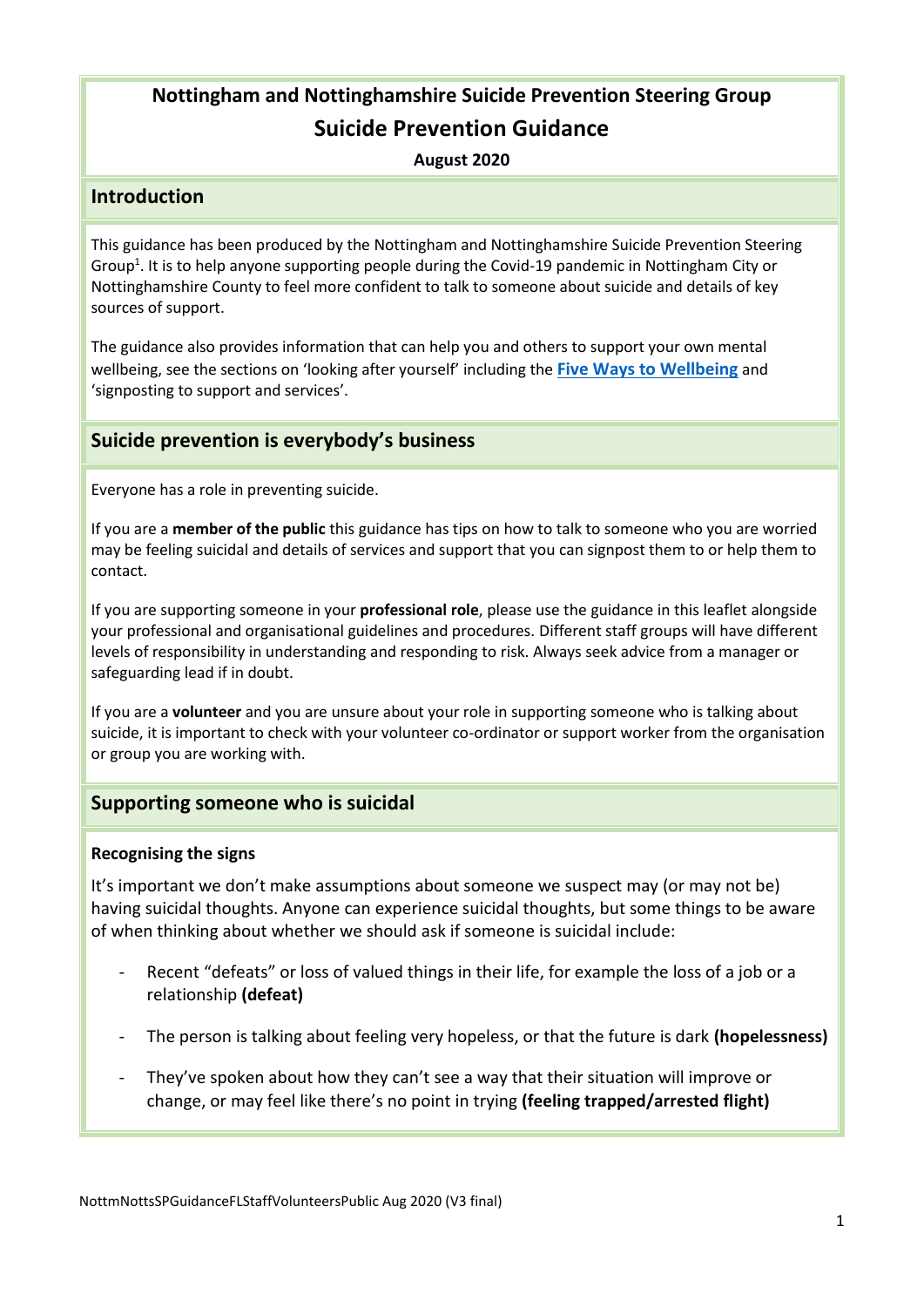# Nottingham and Nottinghamshire Suicide Prevention Steering Group

# Suicide Prevention Guidance

**August 2020**

## Introduction

This guidance has been produced by the Nottingham and Nottinghamshire Suicide Prevention Steering Group[1]. It is to help anyone supporting people during the Covid-19 pandemic in Nottingham City or Nottinghamshire County to feel more confident to talk to someone about suicide and details of key sources of support.

The guidance also provides information that can help you and others to support your own mental wellbeing, see the sections on 'looking after yourself' including the **Five Ways to Wellbeing** and 'signposting to support and services'.

## Suicide prevention is everybody's business

Everyone has a role in preventing suicide.

If you are a **member of the public** this guidance has tips on how to talk to someone who you are worried may be feeling suicidal and details of services and support that you can signpost them to or help them to contact.

If you are supporting someone in your **professional role**, please use the guidance in this leaflet alongside your professional and organisational guidelines and procedures. Different staff groups will have different levels of responsibility in understanding and responding to risk. Always seek advice from a manager or safeguarding lead if in doubt.

If you are a **volunteer** and you are unsure about your role in supporting someone who is talking about suicide, it is important to check with your volunteer co-ordinator or support worker from the organisation or group you are working with.

## Supporting someone who is suicidal

### Recognising the signs

It's important we don't make assumptions about someone we suspect may (or may not be) having suicidal thoughts. Anyone can experience suicidal thoughts, but some things to be aware of when thinking about whether we should ask if someone is suicidal include:

- Recent "defeats" or loss of valued things in their life, for example the loss of a job or a relationship **(defeat)**
- The person is talking about feeling very hopeless, or that the future is dark **(hopelessness)**
- They've spoken about how they can't see a way that their situation will improve or change, or may feel like there's no point in trying **(feeling trapped/arrested flight)**

NottmNottsSPGuidanceFLStaffVolunteersPublic Aug 2020 (V3 final)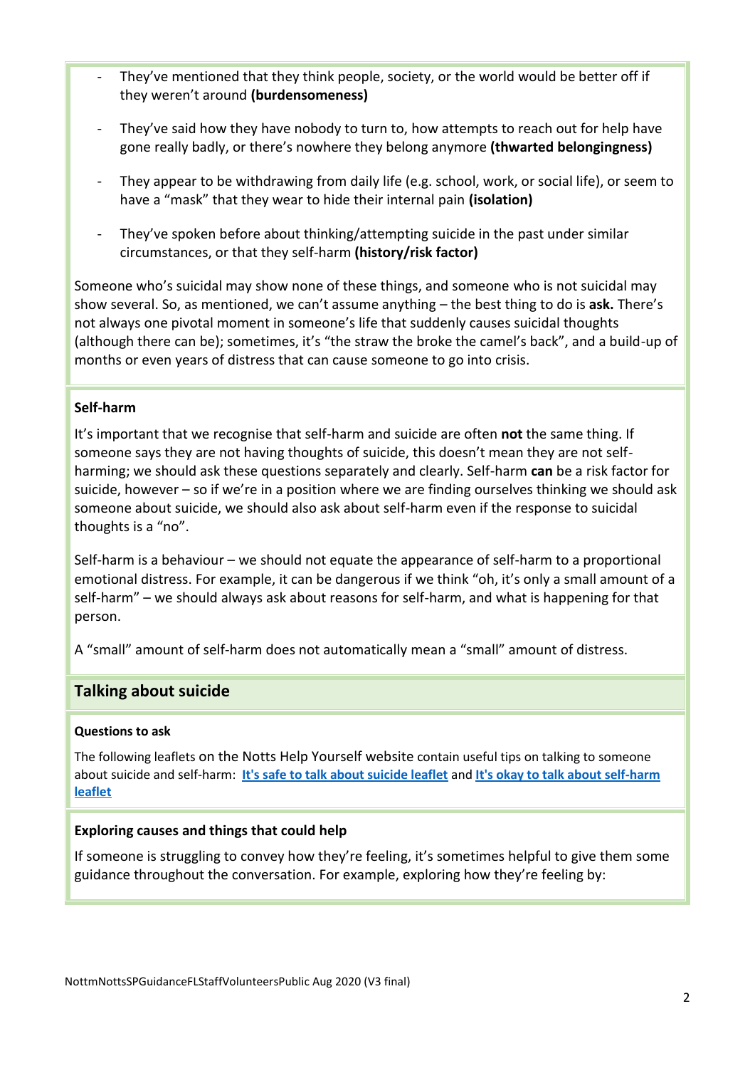- They've mentioned that they think people, society, or the world would be better off if they weren't around **(burdensomeness)**

- They've said how they have nobody to turn to, how attempts to reach out for help have gone really badly, or there's nowhere they belong anymore **(thwarted belongingness)**

- They appear to be withdrawing from daily life (e.g. school, work, or social life), or seem to have a "mask" that they wear to hide their internal pain **(isolation)**

- They've spoken before about thinking/attempting suicide in the past under similar circumstances, or that they self-harm **(history/risk factor)**

Someone who's suicidal may show none of these things, and someone who is not suicidal may show several. So, as mentioned, we can't assume anything – the best thing to do is **ask.** There's not always one pivotal moment in someone's life that suddenly causes suicidal thoughts (although there can be); sometimes, it's "the straw the broke the camel's back", and a build-up of months or even years of distress that can cause someone to go into crisis.

### Self-harm

It's important that we recognise that self-harm and suicide are often **not** the same thing. If someone says they are not having thoughts of suicide, this doesn't mean they are not self-harming; we should ask these questions separately and clearly. Self-harm **can** be a risk factor for suicide, however – so if we're in a position where we are finding ourselves thinking we should ask someone about suicide, we should also ask about self-harm even if the response to suicidal thoughts is a "no".

Self-harm is a behaviour – we should not equate the appearance of self-harm to a proportional emotional distress. For example, it can be dangerous if we think "oh, it's only a small amount of a self-harm" – we should always ask about reasons for self-harm, and what is happening for that person.

A "small" amount of self-harm does not automatically mean a "small" amount of distress.

## Talking about suicide

### Questions to ask

The following leaflets on the Notts Help Yourself website contain useful tips on talking to someone about suicide and self-harm: **It's safe to talk about suicide leaflet** and **It's okay to talk about self-harm leaflet**

### Exploring causes and things that could help

If someone is struggling to convey how they're feeling, it's sometimes helpful to give them some guidance throughout the conversation. For example, exploring how they're feeling by: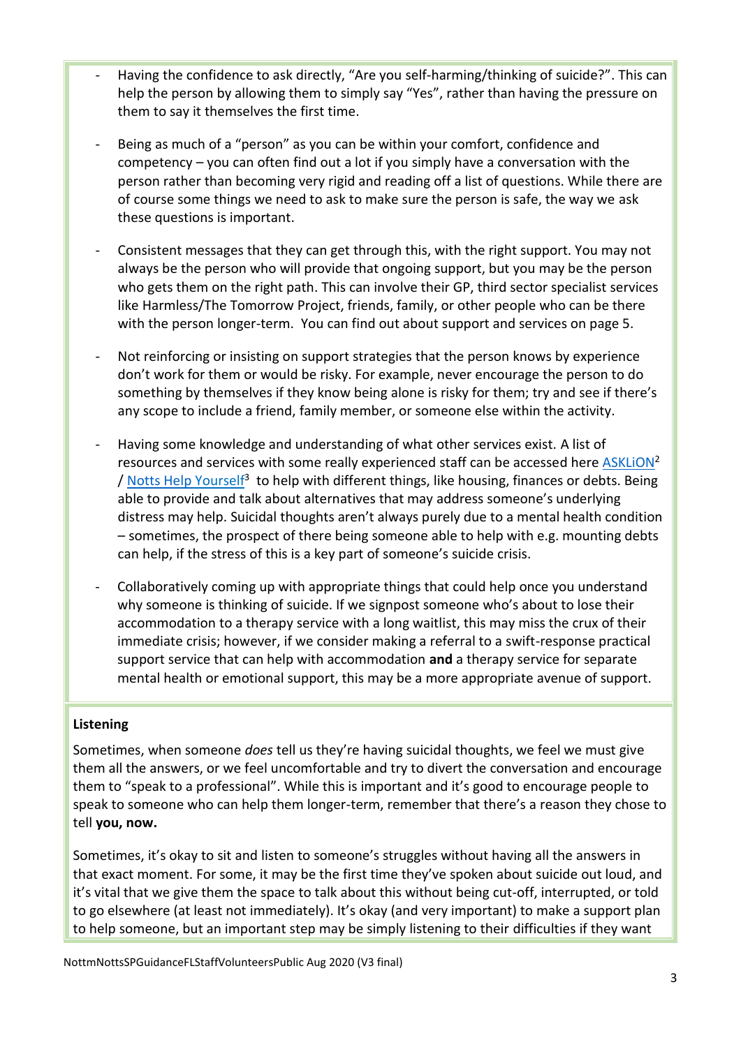- Having the confidence to ask directly, "Are you self-harming/thinking of suicide?". This can help the person by allowing them to simply say "Yes", rather than having the pressure on them to say it themselves the first time.

- Being as much of a "person" as you can be within your comfort, confidence and competency – you can often find out a lot if you simply have a conversation with the person rather than becoming very rigid and reading off a list of questions. While there are of course some things we need to ask to make sure the person is safe, the way we ask these questions is important.

- Consistent messages that they can get through this, with the right support. You may not always be the person who will provide that ongoing support, but you may be the person who gets them on the right path. This can involve their GP, third sector specialist services like Harmless/The Tomorrow Project, friends, family, or other people who can be there with the person longer-term. You can find out about support and services on page 5.

- Not reinforcing or insisting on support strategies that the person knows by experience don't work for them or would be risky. For example, never encourage the person to do something by themselves if they know being alone is risky for them; try and see if there's any scope to include a friend, family member, or someone else within the activity.

- Having some knowledge and understanding of what other services exist. A list of resources and services with some really experienced staff can be accessed here ASKLiON[2] / Notts Help Yourself[3] to help with different things, like housing, finances or debts. Being able to provide and talk about alternatives that may address someone's underlying distress may help. Suicidal thoughts aren't always purely due to a mental health condition – sometimes, the prospect of there being someone able to help with e.g. mounting debts can help, if the stress of this is a key part of someone's suicide crisis.

- Collaboratively coming up with appropriate things that could help once you understand why someone is thinking of suicide. If we signpost someone who's about to lose their accommodation to a therapy service with a long waitlist, this may miss the crux of their immediate crisis; however, if we consider making a referral to a swift-response practical support service that can help with accommodation **and** a therapy service for separate mental health or emotional support, this may be a more appropriate avenue of support.

**Listening**

Sometimes, when someone *does* tell us they're having suicidal thoughts, we feel we must give them all the answers, or we feel uncomfortable and try to divert the conversation and encourage them to "speak to a professional". While this is important and it's good to encourage people to speak to someone who can help them longer-term, remember that there's a reason they chose to tell **you, now.**

Sometimes, it's okay to sit and listen to someone's struggles without having all the answers in that exact moment. For some, it may be the first time they've spoken about suicide out loud, and it's vital that we give them the space to talk about this without being cut-off, interrupted, or told to go elsewhere (at least not immediately). It's okay (and very important) to make a support plan to help someone, but an important step may be simply listening to their difficulties if they want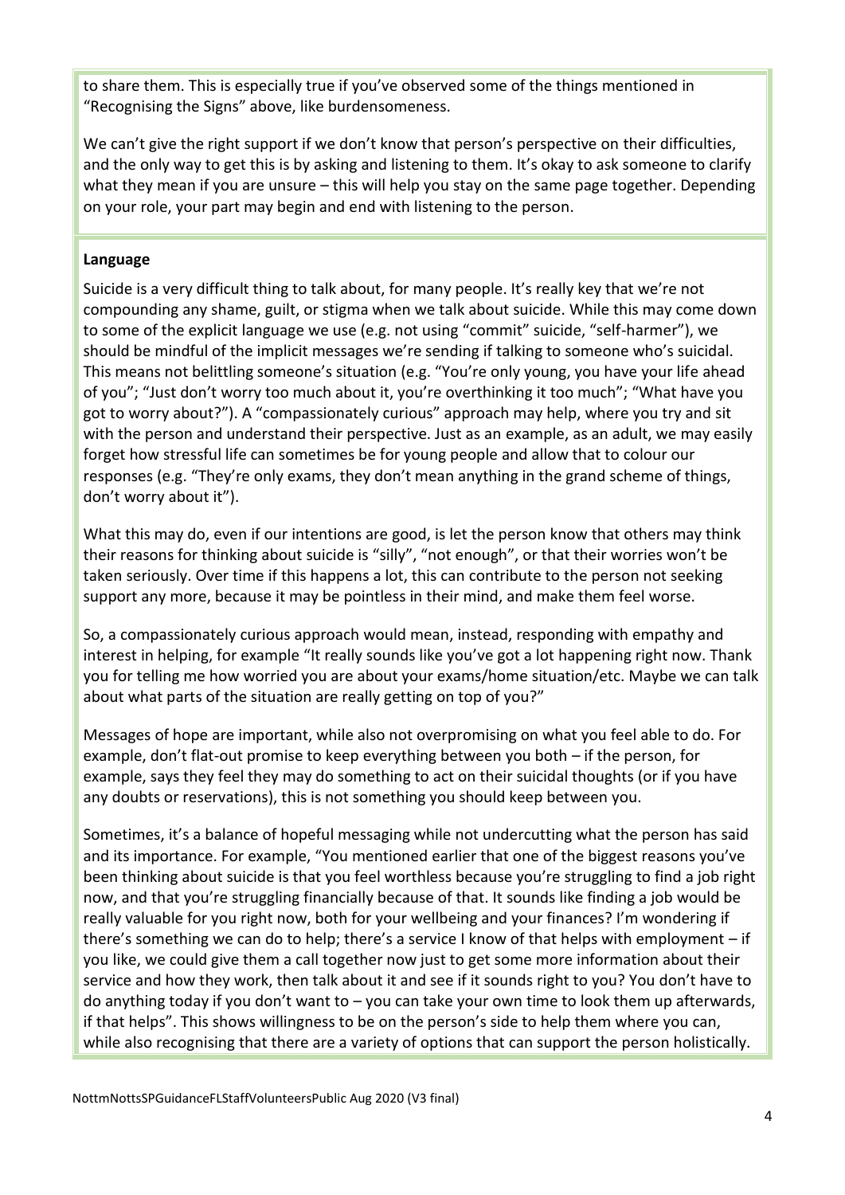to share them. This is especially true if you've observed some of the things mentioned in "Recognising the Signs" above, like burdensomeness.

We can't give the right support if we don't know that person's perspective on their difficulties, and the only way to get this is by asking and listening to them. It's okay to ask someone to clarify what they mean if you are unsure – this will help you stay on the same page together. Depending on your role, your part may begin and end with listening to the person.

**Language**

Suicide is a very difficult thing to talk about, for many people. It's really key that we're not compounding any shame, guilt, or stigma when we talk about suicide. While this may come down to some of the explicit language we use (e.g. not using "commit" suicide, "self-harmer"), we should be mindful of the implicit messages we're sending if talking to someone who's suicidal. This means not belittling someone's situation (e.g. "You're only young, you have your life ahead of you"; "Just don't worry too much about it, you're overthinking it too much"; "What have you got to worry about?"). A "compassionately curious" approach may help, where you try and sit with the person and understand their perspective. Just as an example, as an adult, we may easily forget how stressful life can sometimes be for young people and allow that to colour our responses (e.g. "They're only exams, they don't mean anything in the grand scheme of things, don't worry about it").

What this may do, even if our intentions are good, is let the person know that others may think their reasons for thinking about suicide is "silly", "not enough", or that their worries won't be taken seriously. Over time if this happens a lot, this can contribute to the person not seeking support any more, because it may be pointless in their mind, and make them feel worse.

So, a compassionately curious approach would mean, instead, responding with empathy and interest in helping, for example "It really sounds like you've got a lot happening right now. Thank you for telling me how worried you are about your exams/home situation/etc. Maybe we can talk about what parts of the situation are really getting on top of you?"

Messages of hope are important, while also not overpromising on what you feel able to do. For example, don't flat-out promise to keep everything between you both – if the person, for example, says they feel they may do something to act on their suicidal thoughts (or if you have any doubts or reservations), this is not something you should keep between you.

Sometimes, it's a balance of hopeful messaging while not undercutting what the person has said and its importance. For example, "You mentioned earlier that one of the biggest reasons you've been thinking about suicide is that you feel worthless because you're struggling to find a job right now, and that you're struggling financially because of that. It sounds like finding a job would be really valuable for you right now, both for your wellbeing and your finances? I'm wondering if there's something we can do to help; there's a service I know of that helps with employment – if you like, we could give them a call together now just to get some more information about their service and how they work, then talk about it and see if it sounds right to you? You don't have to do anything today if you don't want to – you can take your own time to look them up afterwards, if that helps". This shows willingness to be on the person's side to help them where you can, while also recognising that there are a variety of options that can support the person holistically.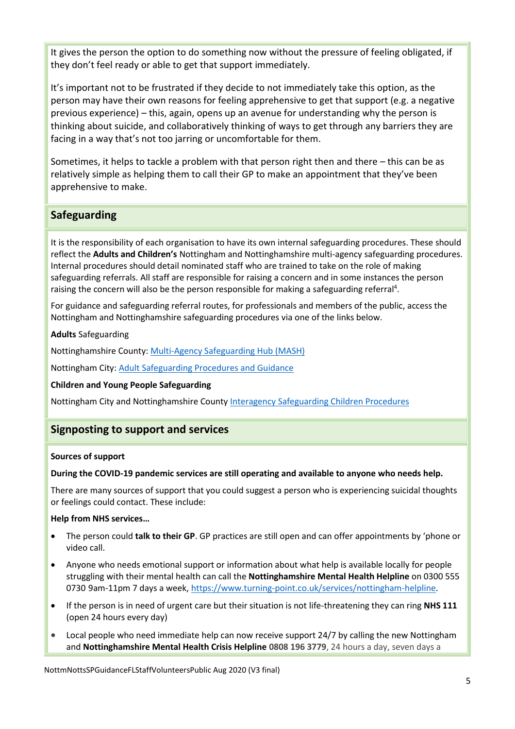It gives the person the option to do something now without the pressure of feeling obligated, if they don't feel ready or able to get that support immediately.

It's important not to be frustrated if they decide to not immediately take this option, as the person may have their own reasons for feeling apprehensive to get that support (e.g. a negative previous experience) – this, again, opens up an avenue for understanding why the person is thinking about suicide, and collaboratively thinking of ways to get through any barriers they are facing in a way that's not too jarring or uncomfortable for them.

Sometimes, it helps to tackle a problem with that person right then and there – this can be as relatively simple as helping them to call their GP to make an appointment that they've been apprehensive to make.

## Safeguarding

It is the responsibility of each organisation to have its own internal safeguarding procedures. These should reflect the **Adults and Children's** Nottingham and Nottinghamshire multi-agency safeguarding procedures. Internal procedures should detail nominated staff who are trained to take on the role of making safeguarding referrals. All staff are responsible for raising a concern and in some instances the person raising the concern will also be the person responsible for making a safeguarding referral[4].

For guidance and safeguarding referral routes, for professionals and members of the public, access the Nottingham and Nottinghamshire safeguarding procedures via one of the links below.

**Adults** Safeguarding

Nottinghamshire County: Multi-Agency Safeguarding Hub (MASH)

Nottingham City: Adult Safeguarding Procedures and Guidance

**Children and Young People Safeguarding**

Nottingham City and Nottinghamshire County Interagency Safeguarding Children Procedures

## Signposting to support and services

**Sources of support**

**During the COVID-19 pandemic services are still operating and available to anyone who needs help.**

There are many sources of support that you could suggest a person who is experiencing suicidal thoughts or feelings could contact. These include:

**Help from NHS services…**

- The person could **talk to their GP**. GP practices are still open and can offer appointments by 'phone or video call.
- Anyone who needs emotional support or information about what help is available locally for people struggling with their mental health can call the **Nottinghamshire Mental Health Helpline** on 0300 555 0730 9am-11pm 7 days a week, https://www.turning-point.co.uk/services/nottingham-helpline.
- If the person is in need of urgent care but their situation is not life-threatening they can ring **NHS 111** (open 24 hours every day)
- Local people who need immediate help can now receive support 24/7 by calling the new Nottingham and **Nottinghamshire Mental Health Crisis Helpline 0808 196 3779**, 24 hours a day, seven days a

NottmNottsSPGuidanceFLStaffVolunteersPublic Aug 2020 (V3 final)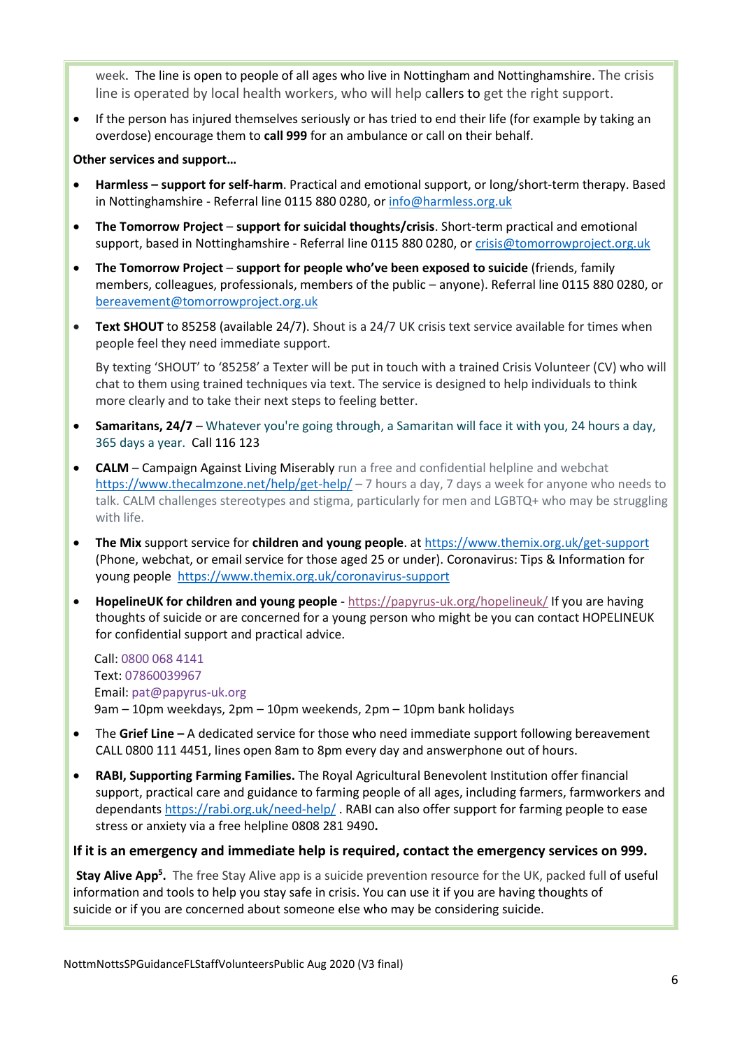week. The line is open to people of all ages who live in Nottingham and Nottinghamshire. The crisis line is operated by local health workers, who will help callers to get the right support.

- If the person has injured themselves seriously or has tried to end their life (for example by taking an overdose) encourage them to **call 999** for an ambulance or call on their behalf.

**Other services and support…**

- **Harmless – support for self-harm**. Practical and emotional support, or long/short-term therapy. Based in Nottinghamshire - Referral line 0115 880 0280, or info@harmless.org.uk
- **The Tomorrow Project** – **support for suicidal thoughts/crisis**. Short-term practical and emotional support, based in Nottinghamshire - Referral line 0115 880 0280, or crisis@tomorrowproject.org.uk
- **The Tomorrow Project** – **support for people who've been exposed to suicide** (friends, family members, colleagues, professionals, members of the public – anyone). Referral line 0115 880 0280, or bereavement@tomorrowproject.org.uk
- **Text SHOUT** to 85258 (available 24/7). Shout is a 24/7 UK crisis text service available for times when people feel they need immediate support.

  By texting 'SHOUT' to '85258' a Texter will be put in touch with a trained Crisis Volunteer (CV) who will chat to them using trained techniques via text. The service is designed to help individuals to think more clearly and to take their next steps to feeling better.

- **Samaritans, 24/7** – Whatever you're going through, a Samaritan will face it with you, 24 hours a day, 365 days a year. Call 116 123
- **CALM** – Campaign Against Living Miserably run a free and confidential helpline and webchat https://www.thecalmzone.net/help/get-help/ – 7 hours a day, 7 days a week for anyone who needs to talk. CALM challenges stereotypes and stigma, particularly for men and LGBTQ+ who may be struggling with life.
- **The Mix** support service for **children and young people**. at https://www.themix.org.uk/get-support (Phone, webchat, or email service for those aged 25 or under). Coronavirus: Tips & Information for young people https://www.themix.org.uk/coronavirus-support
- **HopelineUK for children and young people** - https://papyrus-uk.org/hopelineuk/ If you are having thoughts of suicide or are concerned for a young person who might be you can contact HOPELINEUK for confidential support and practical advice.

  Call: 0800 068 4141
  Text: 07860039967
  Email: pat@papyrus-uk.org
  9am – 10pm weekdays, 2pm – 10pm weekends, 2pm – 10pm bank holidays

- The **Grief Line –** A dedicated service for those who need immediate support following bereavement CALL 0800 111 4451, lines open 8am to 8pm every day and answerphone out of hours.
- **RABI, Supporting Farming Families.** The Royal Agricultural Benevolent Institution offer financial support, practical care and guidance to farming people of all ages, including farmers, farmworkers and dependants https://rabi.org.uk/need-help/ . RABI can also offer support for farming people to ease stress or anxiety via a free helpline 0808 281 9490**.**

**If it is an emergency and immediate help is required, contact the emergency services on 999.**

**Stay Alive App[5].** The free Stay Alive app is a suicide prevention resource for the UK, packed full of useful information and tools to help you stay safe in crisis. You can use it if you are having thoughts of suicide or if you are concerned about someone else who may be considering suicide.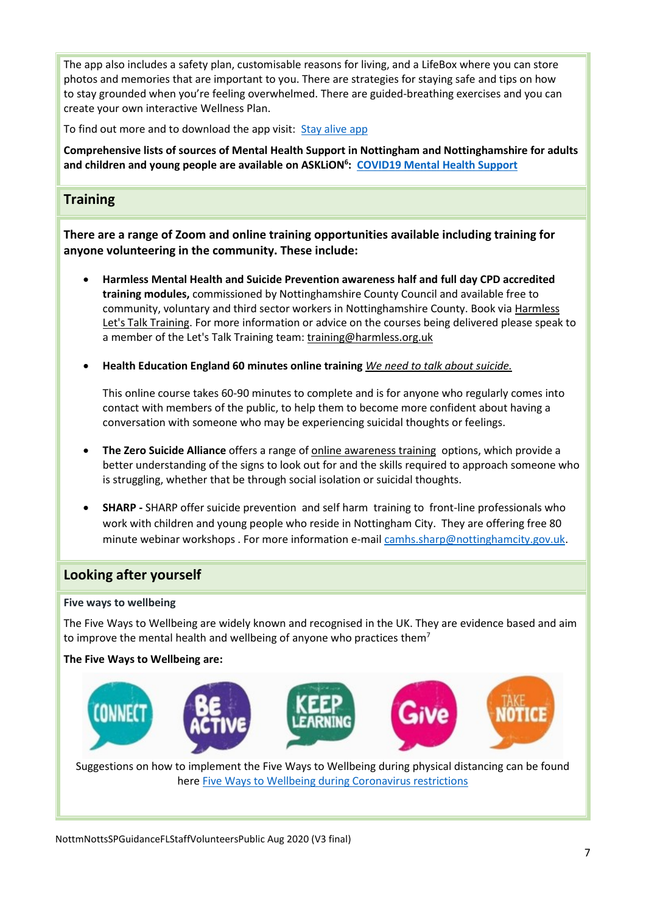The app also includes a safety plan, customisable reasons for living, and a LifeBox where you can store photos and memories that are important to you. There are strategies for staying safe and tips on how to stay grounded when you're feeling overwhelmed. There are guided-breathing exercises and you can create your own interactive Wellness Plan.

To find out more and to download the app visit: Stay alive app

**Comprehensive lists of sources of Mental Health Support in Nottingham and Nottinghamshire for adults and children and young people are available on ASKLiON[6]: COVID19 Mental Health Support**

## Training

**There are a range of Zoom and online training opportunities available including training for anyone volunteering in the community. These include:**

- **Harmless Mental Health and Suicide Prevention awareness half and full day CPD accredited training modules,** commissioned by Nottinghamshire County Council and available free to community, voluntary and third sector workers in Nottinghamshire County. Book via Harmless Let's Talk Training. For more information or advice on the courses being delivered please speak to a member of the Let's Talk Training team: training@harmless.org.uk

- **Health Education England 60 minutes online training** *We need to talk about suicide.*

  This online course takes 60-90 minutes to complete and is for anyone who regularly comes into contact with members of the public, to help them to become more confident about having a conversation with someone who may be experiencing suicidal thoughts or feelings.

- **The Zero Suicide Alliance** offers a range of online awareness training options, which provide a better understanding of the signs to look out for and the skills required to approach someone who is struggling, whether that be through social isolation or suicidal thoughts.

- **SHARP -** SHARP offer suicide prevention and self harm training to front-line professionals who work with children and young people who reside in Nottingham City. They are offering free 80 minute webinar workshops . For more information e-mail camhs.sharp@nottinghamcity.gov.uk.

## Looking after yourself

**Five ways to wellbeing**

The Five Ways to Wellbeing are widely known and recognised in the UK. They are evidence based and aim to improve the mental health and wellbeing of anyone who practices them[7]

**The Five Ways to Wellbeing are:**

CONNECT · BE ACTIVE · KEEP LEARNING · Give · TAKE NOTICE

Suggestions on how to implement the Five Ways to Wellbeing during physical distancing can be found here Five Ways to Wellbeing during Coronavirus restrictions

NottmNottsSPGuidanceFLStaffVolunteersPublic Aug 2020 (V3 final)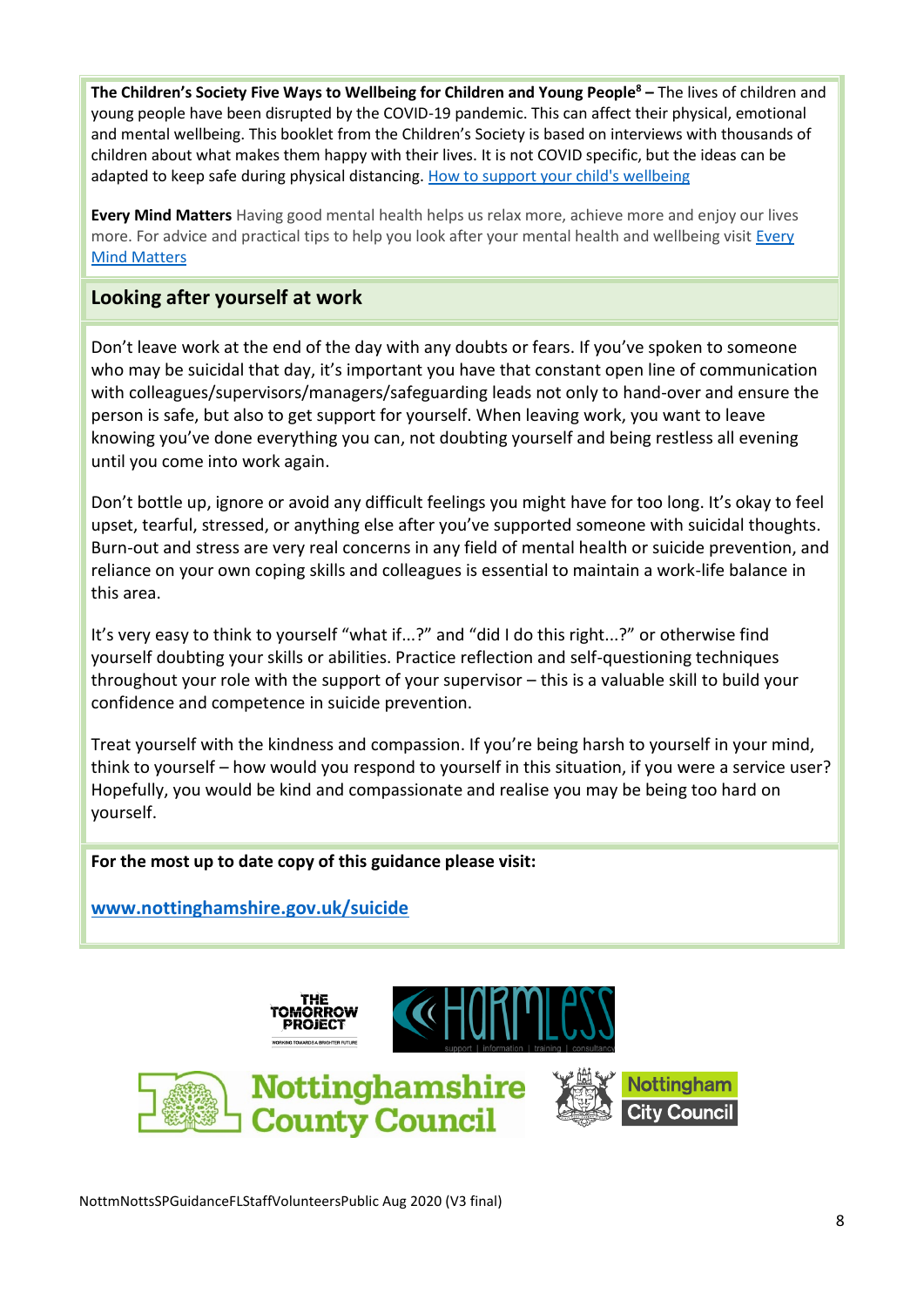**The Children's Society Five Ways to Wellbeing for Children and Young People[8] –** The lives of children and young people have been disrupted by the COVID-19 pandemic. This can affect their physical, emotional and mental wellbeing. This booklet from the Children's Society is based on interviews with thousands of children about what makes them happy with their lives. It is not COVID specific, but the ideas can be adapted to keep safe during physical distancing. [How to support your child's wellbeing]

**Every Mind Matters** Having good mental health helps us relax more, achieve more and enjoy our lives more. For advice and practical tips to help you look after your mental health and wellbeing visit [Every Mind Matters]

## Looking after yourself at work

Don't leave work at the end of the day with any doubts or fears. If you've spoken to someone who may be suicidal that day, it's important you have that constant open line of communication with colleagues/supervisors/managers/safeguarding leads not only to hand-over and ensure the person is safe, but also to get support for yourself. When leaving work, you want to leave knowing you've done everything you can, not doubting yourself and being restless all evening until you come into work again.

Don't bottle up, ignore or avoid any difficult feelings you might have for too long. It's okay to feel upset, tearful, stressed, or anything else after you've supported someone with suicidal thoughts. Burn-out and stress are very real concerns in any field of mental health or suicide prevention, and reliance on your own coping skills and colleagues is essential to maintain a work-life balance in this area.

It's very easy to think to yourself "what if...?" and "did I do this right...?" or otherwise find yourself doubting your skills or abilities. Practice reflection and self-questioning techniques throughout your role with the support of your supervisor – this is a valuable skill to build your confidence and competence in suicide prevention.

Treat yourself with the kindness and compassion. If you're being harsh to yourself in your mind, think to yourself – how would you respond to yourself in this situation, if you were a service user? Hopefully, you would be kind and compassionate and realise you may be being too hard on yourself.

**For the most up to date copy of this guidance please visit:**

**www.nottinghamshire.gov.uk/suicide**

NottmNottsSPGuidanceFLStaffVolunteersPublic Aug 2020 (V3 final)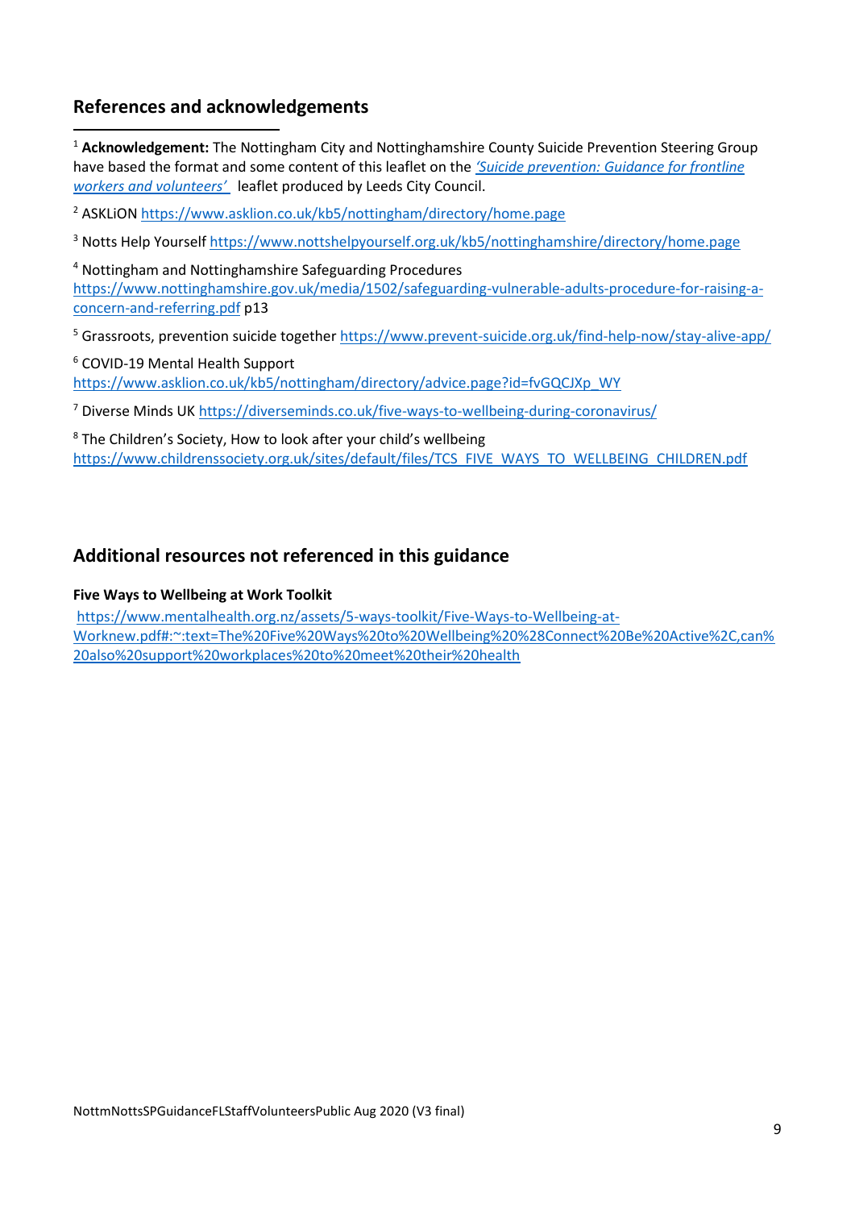## References and acknowledgements

[1] **Acknowledgement:** The Nottingham City and Nottinghamshire County Suicide Prevention Steering Group have based the format and some content of this leaflet on the *'Suicide prevention: Guidance for frontline workers and volunteers'* leaflet produced by Leeds City Council.

[2] ASKLiON https://www.asklion.co.uk/kb5/nottingham/directory/home.page

[3] Notts Help Yourself https://www.nottshelpyourself.org.uk/kb5/nottinghamshire/directory/home.page

[4] Nottingham and Nottinghamshire Safeguarding Procedures https://www.nottinghamshire.gov.uk/media/1502/safeguarding-vulnerable-adults-procedure-for-raising-a-concern-and-referring.pdf p13

[5] Grassroots, prevention suicide together https://www.prevent-suicide.org.uk/find-help-now/stay-alive-app/

[6] COVID-19 Mental Health Support https://www.asklion.co.uk/kb5/nottingham/directory/advice.page?id=fvGQCJXp_WY

[7] Diverse Minds UK https://diverseminds.co.uk/five-ways-to-wellbeing-during-coronavirus/

[8] The Children's Society, How to look after your child's wellbeing https://www.childrenssociety.org.uk/sites/default/files/TCS_FIVE_WAYS_TO_WELLBEING_CHILDREN.pdf

## Additional resources not referenced in this guidance

**Five Ways to Wellbeing at Work Toolkit**

https://www.mentalhealth.org.nz/assets/5-ways-toolkit/Five-Ways-to-Wellbeing-at-Worknew.pdf#:~:text=The%20Five%20Ways%20to%20Wellbeing%20%28Connect%20Be%20Active%2C,can%20also%20support%20workplaces%20to%20meet%20their%20health

NottmNottsSPGuidanceFLStaffVolunteersPublic Aug 2020 (V3 final)